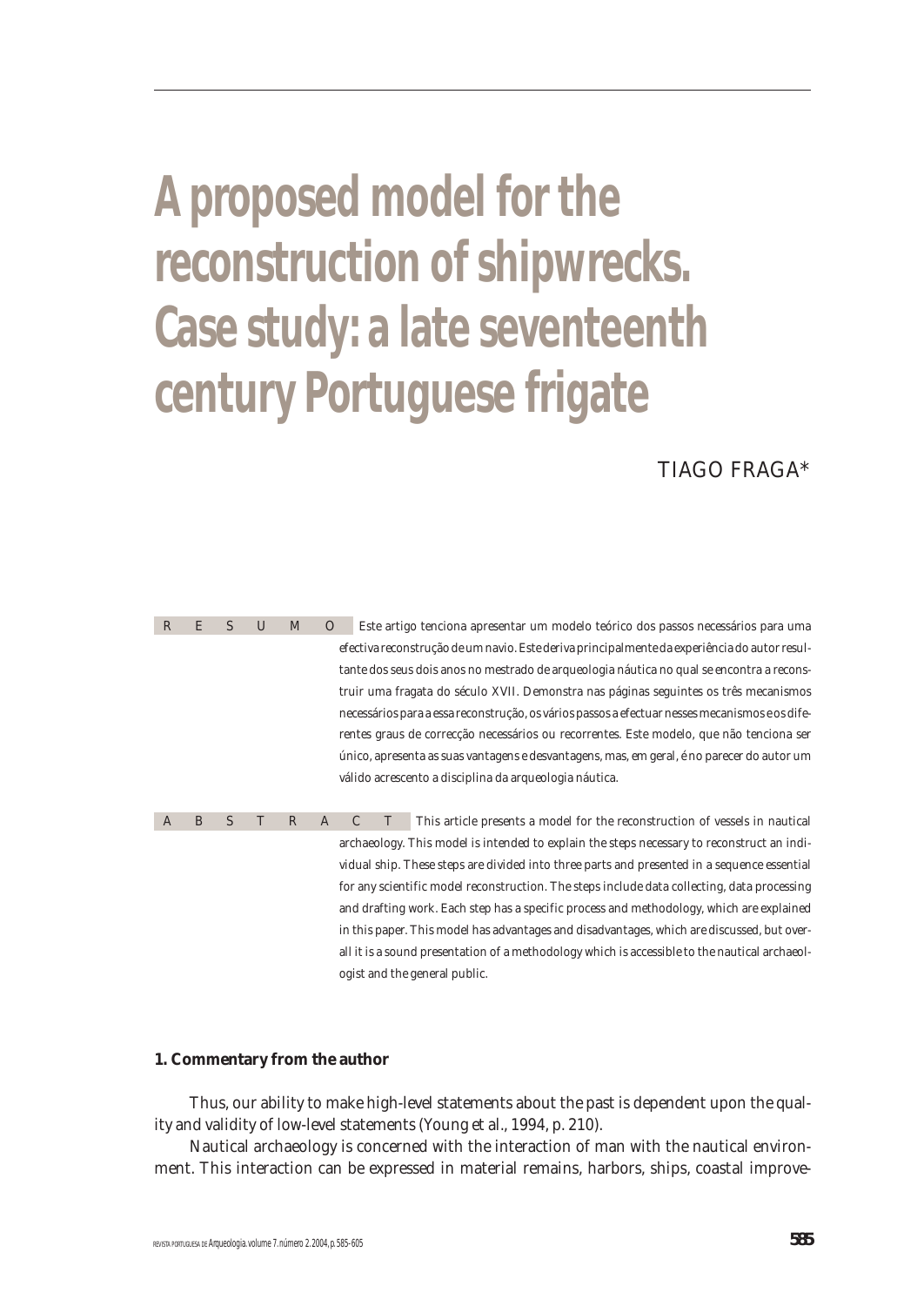# A proposed model for the reconstruction of shipwrecks. Case study: a late seventeenth century Portuguese frigate

TIAGO FRAGA*

**R E S U M O** Este artigo tenciona apresentar um modelo teórico dos passos necessários para uma efectiva reconstrução de um navio. Este deriva principalmente da experiência do autor resultante dos seus dois anos no mestrado de arqueologia náutica no qual se encontra a reconstruir uma fragata do século XVII. Demonstra nas páginas seguintes os três mecanismos necessários para a essa reconstrução, os vários passos a efectuar nesses mecanismos e os diferentes graus de correcção necessários ou recorrentes. Este modelo, que não tenciona ser único, apresenta as suas vantagens e desvantagens, mas, em geral, é no parecer do autor um válido acrescento a disciplina da arqueologia náutica.

**A B S T R A C T** This article presents a model for the reconstruction of vessels in nautical archaeology. This model is intended to explain the steps necessary to reconstruct an individual ship. These steps are divided into three parts and presented in a sequence essential for any scientific model reconstruction. The steps include data collecting, data processing and drafting work. Each step has a specific process and methodology, which are explained in this paper. This model has advantages and disadvantages, which are discussed, but overall it is a sound presentation of a methodology which is accessible to the nautical archaeologist and the general public.

## 1. Commentary from the author

Thus, our ability to make high-level statements about the past is dependent upon the quality and validity of low-level statements (Young et al., 1994, p. 210).

Nautical archaeology is concerned with the interaction of man with the nautical environment. This interaction can be expressed in material remains, harbors, ships, coastal improve-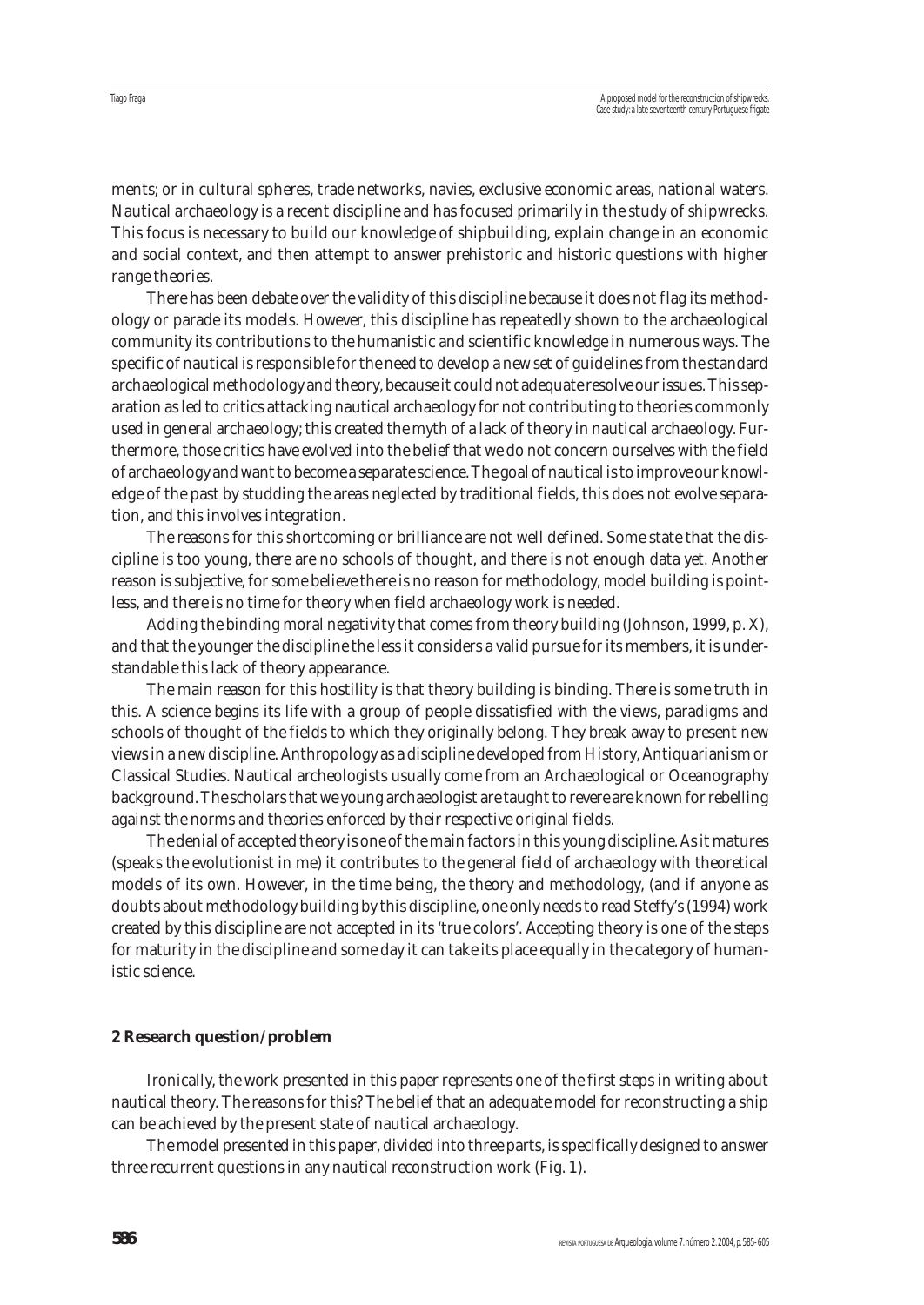ments; or in cultural spheres, trade networks, navies, exclusive economic areas, national waters. Nautical archaeology is a recent discipline and has focused primarily in the study of shipwrecks. This focus is necessary to build our knowledge of shipbuilding, explain change in an economic and social context, and then attempt to answer prehistoric and historic questions with higher range theories.

There has been debate over the validity of this discipline because it does not flag its methodology or parade its models. However, this discipline has repeatedly shown to the archaeological community its contributions to the humanistic and scientific knowledge in numerous ways. The specific of nautical is responsible for the need to develop a new set of guidelines from the standard archaeological methodology and theory, because it could not adequate resolve our issues. This separation as led to critics attacking nautical archaeology for not contributing to theories commonly used in general archaeology; this created the myth of a lack of theory in nautical archaeology. Furthermore, those critics have evolved into the belief that we do not concern ourselves with the field of archaeology and want to become a separate science. The goal of nautical is to improve our knowledge of the past by studding the areas neglected by traditional fields, this does not evolve separation, and this involves integration.

The reasons for this shortcoming or brilliance are not well defined. Some state that the discipline is too young, there are no schools of thought, and there is not enough data yet. Another reason is subjective, for some believe there is no reason for methodology, model building is pointless, and there is no time for theory when field archaeology work is needed.

Adding the binding moral negativity that comes from theory building (Johnson, 1999, p. X), and that the younger the discipline the less it considers a valid pursue for its members, it is understandable this lack of theory appearance.

The main reason for this hostility is that theory building is binding. There is some truth in this. A science begins its life with a group of people dissatisfied with the views, paradigms and schools of thought of the fields to which they originally belong. They break away to present new views in a new discipline. Anthropology as a discipline developed from History, Antiquarianism or Classical Studies. Nautical archeologists usually come from an Archaeological or Oceanography background. The scholars that we young archaeologist are taught to revere are known for rebelling against the norms and theories enforced by their respective original fields.

The denial of accepted theory is one of the main factors in this young discipline. As it matures (speaks the evolutionist in me) it contributes to the general field of archaeology with theoretical models of its own. However, in the time being, the theory and methodology, (and if anyone as doubts about methodology building by this discipline, one only needs to read Steffy's (1994) work created by this discipline are not accepted in its 'true colors'. Accepting theory is one of the steps for maturity in the discipline and some day it can take its place equally in the category of humanistic science.

## 2 Research question/problem

Ironically, the work presented in this paper represents one of the first steps in writing about nautical theory. The reasons for this? The belief that an adequate model for reconstructing a ship can be achieved by the present state of nautical archaeology.

The model presented in this paper, divided into three parts, is specifically designed to answer three recurrent questions in any nautical reconstruction work (Fig. 1).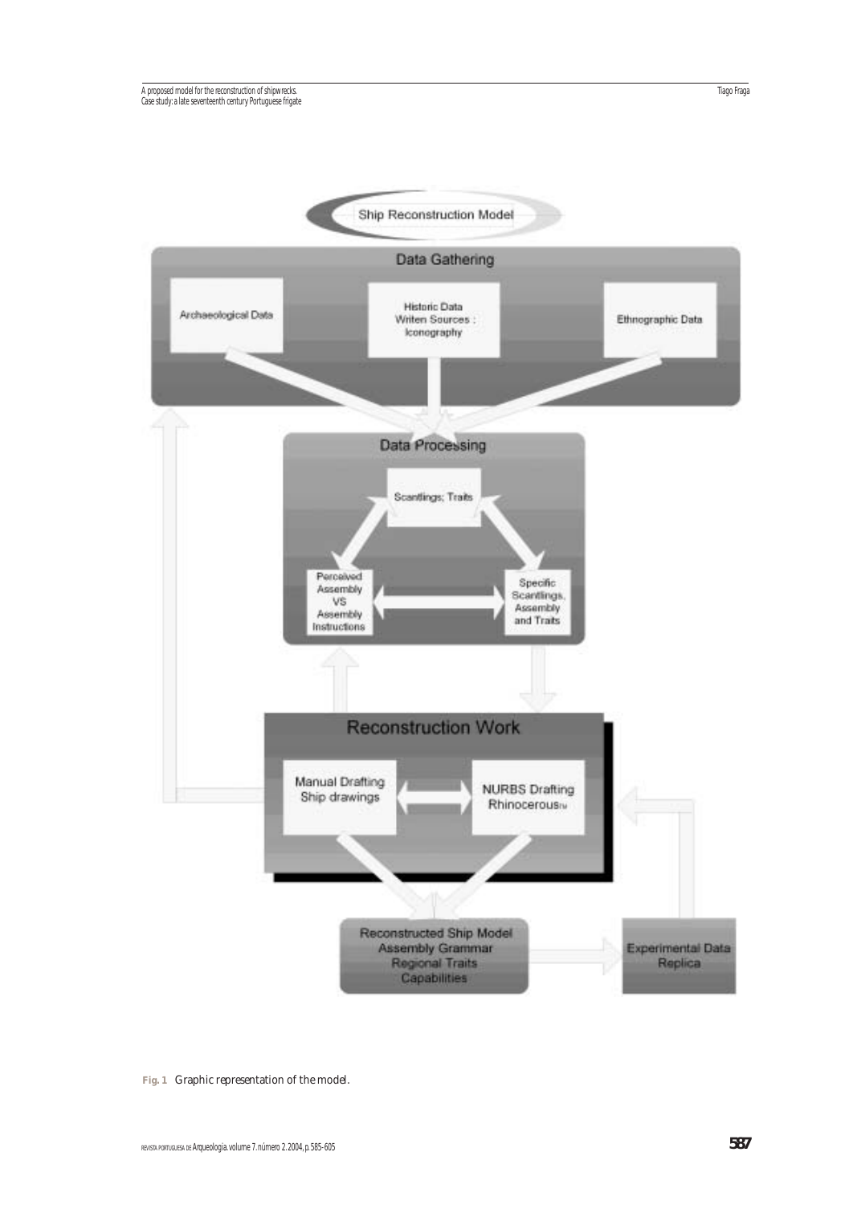Ship Reconstruction Model

Data Gathering

Archaeological Data

Historic Data
Writen Sources :
Iconography

Ethnographic Data

Data Processing

Scantlings; Traits

Perceived
Assembly
VS
Assembly
Instructions

Specific
Scantlings,
Assembly
and Traits

Reconstruction Work

Manual Drafting
Ship drawings

NURBS Drafting
Rhinoceros™

Reconstructed Ship Model
Assembly Grammar
Regional Traits
Capabilities

Experimental Data
Replica

**Fig. 1** Graphic representation of the model.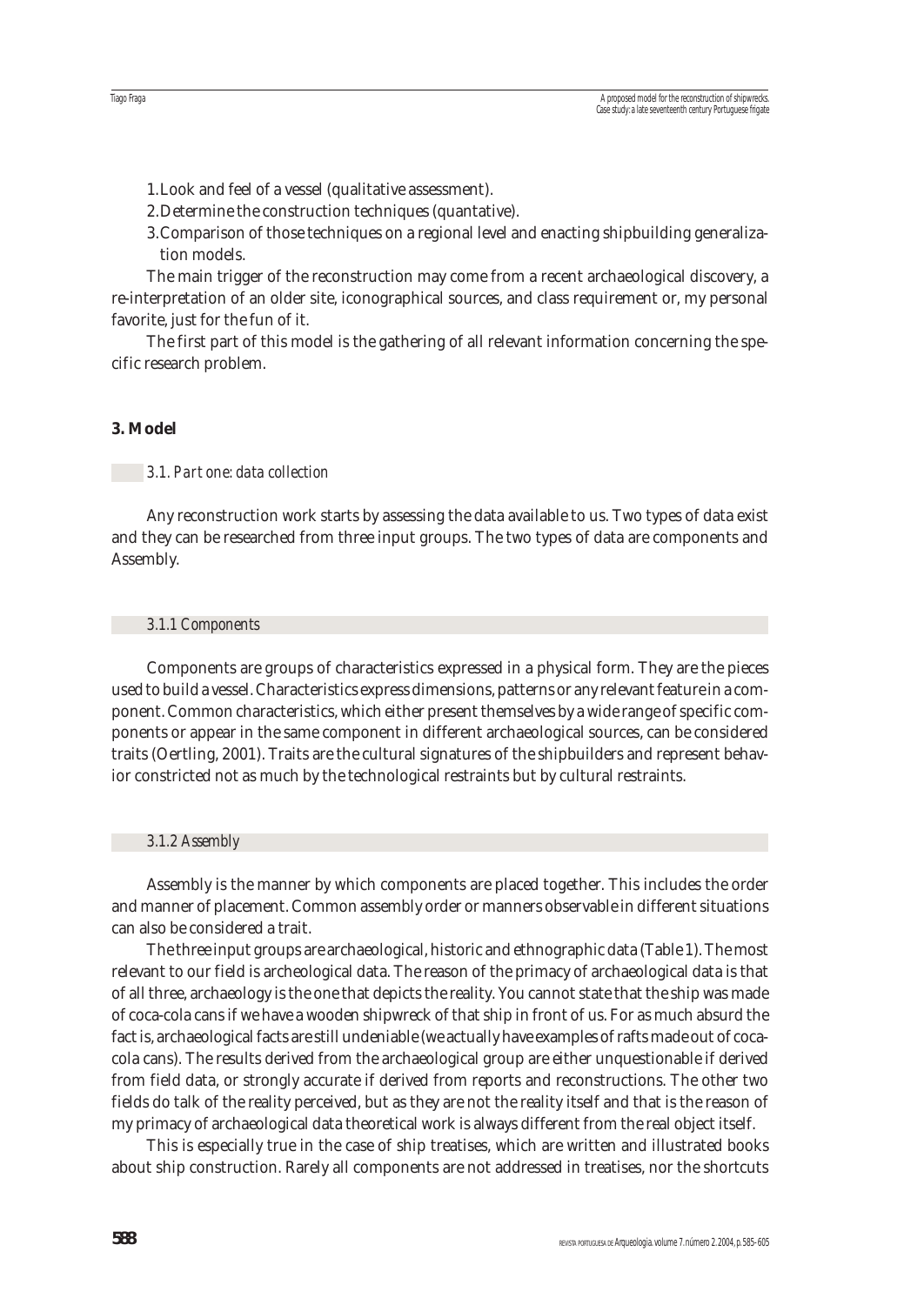1. Look and feel of a vessel (qualitative assessment).
2. Determine the construction techniques (quantative).
3. Comparison of those techniques on a regional level and enacting shipbuilding generalization models.

The main trigger of the reconstruction may come from a recent archaeological discovery, a re-interpretation of an older site, iconographical sources, and class requirement or, my personal favorite, just for the fun of it.

The first part of this model is the gathering of all relevant information concerning the specific research problem.

## 3. Model

### *3.1. Part one: data collection*

Any reconstruction work starts by assessing the data available to us. Two types of data exist and they can be researched from three input groups. The two types of data are components and Assembly.

#### *3.1.1 Components*

Components are groups of characteristics expressed in a physical form. They are the pieces used to build a vessel. Characteristics express dimensions, patterns or any relevant feature in a component. Common characteristics, which either present themselves by a wide range of specific components or appear in the same component in different archaeological sources, can be considered traits (Oertling, 2001). Traits are the cultural signatures of the shipbuilders and represent behavior constricted not as much by the technological restraints but by cultural restraints.

#### *3.1.2 Assembly*

Assembly is the manner by which components are placed together. This includes the order and manner of placement. Common assembly order or manners observable in different situations can also be considered a trait.

The three input groups are archaeological, historic and ethnographic data (Table 1). The most relevant to our field is archeological data. The reason of the primacy of archaeological data is that of all three, archaeology is the one that depicts the reality. You cannot state that the ship was made of coca-cola cans if we have a wooden shipwreck of that ship in front of us. For as much absurd the fact is, archaeological facts are still undeniable (we actually have examples of rafts made out of coca-cola cans). The results derived from the archaeological group are either unquestionable if derived from field data, or strongly accurate if derived from reports and reconstructions. The other two fields do talk of the reality perceived, but as they are not the reality itself and that is the reason of my primacy of archaeological data theoretical work is always different from the real object itself.

This is especially true in the case of ship treatises, which are written and illustrated books about ship construction. Rarely all components are not addressed in treatises, nor the shortcuts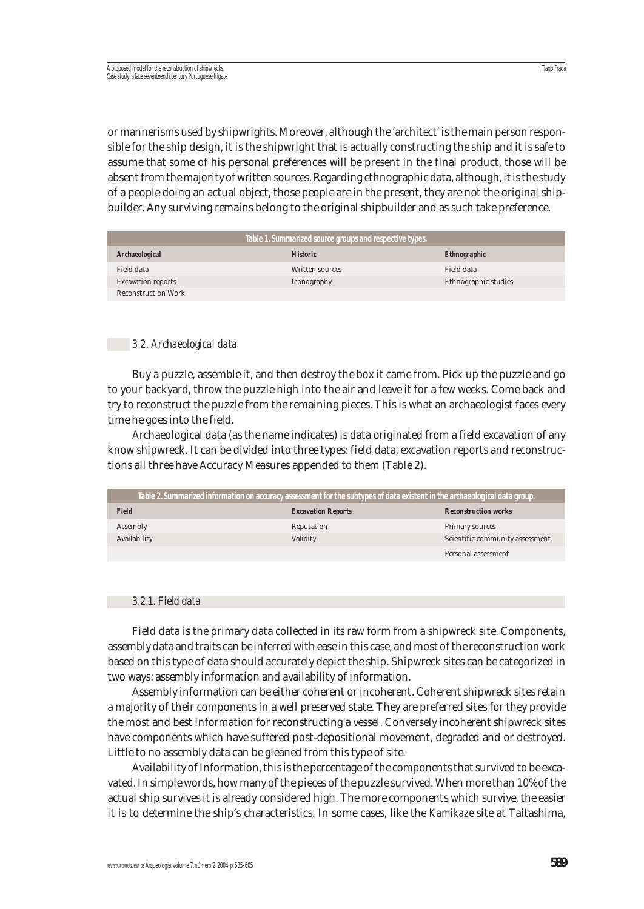or mannerisms used by shipwrights. Moreover, although the 'architect' is the main person responsible for the ship design, it is the shipwright that is actually constructing the ship and it is safe to assume that some of his personal preferences will be present in the final product, those will be absent from the majority of written sources. Regarding ethnographic data, although, it is the study of a people doing an actual object, those people are in the present, they are not the original shipbuilder. Any surviving remains belong to the original shipbuilder and as such take preference.

| Table 1. Summarized source groups and respective types. | | |
|---|---|---|
| **Archaeological** | **Historic** | **Ethnographic** |
| Field data | Written sources | Field data |
| Excavation reports | Iconography | Ethnographic studies |
| Reconstruction Work | | |

### 3.2. *Archaeological data*

Buy a puzzle, assemble it, and then destroy the box it came from. Pick up the puzzle and go to your backyard, throw the puzzle high into the air and leave it for a few weeks. Come back and try to reconstruct the puzzle from the remaining pieces. This is what an archaeologist faces every time he goes into the field.

Archaeological data (as the name indicates) is data originated from a field excavation of any know shipwreck. It can be divided into three types: field data, excavation reports and reconstructions all three have Accuracy Measures appended to them (Table 2).

| Table 2. Summarized information on accuracy assessment for the subtypes of data existent in the archaeological data group. | | |
|---|---|---|
| **Field** | **Excavation Reports** | **Reconstruction works** |
| Assembly | Reputation | Primary sources |
| Availability | Validity | Scientific community assessment |
| | | Personal assessment |

#### 3.2.1. *Field data*

Field data is the primary data collected in its raw form from a shipwreck site. Components, assembly data and traits can be inferred with ease in this case, and most of the reconstruction work based on this type of data should accurately depict the ship. Shipwreck sites can be categorized in two ways: assembly information and availability of information.

Assembly information can be either coherent or incoherent. Coherent shipwreck sites retain a majority of their components in a well preserved state. They are preferred sites for they provide the most and best information for reconstructing a vessel. Conversely incoherent shipwreck sites have components which have suffered post-depositional movement, degraded and or destroyed. Little to no assembly data can be gleaned from this type of site.

Availability of Information, this is the percentage of the components that survived to be excavated. In simple words, how many of the pieces of the puzzle survived. When more than 10% of the actual ship survives it is already considered high. The more components which survive, the easier it is to determine the ship's characteristics. In some cases, like the *Kamikaze* site at Taitashima,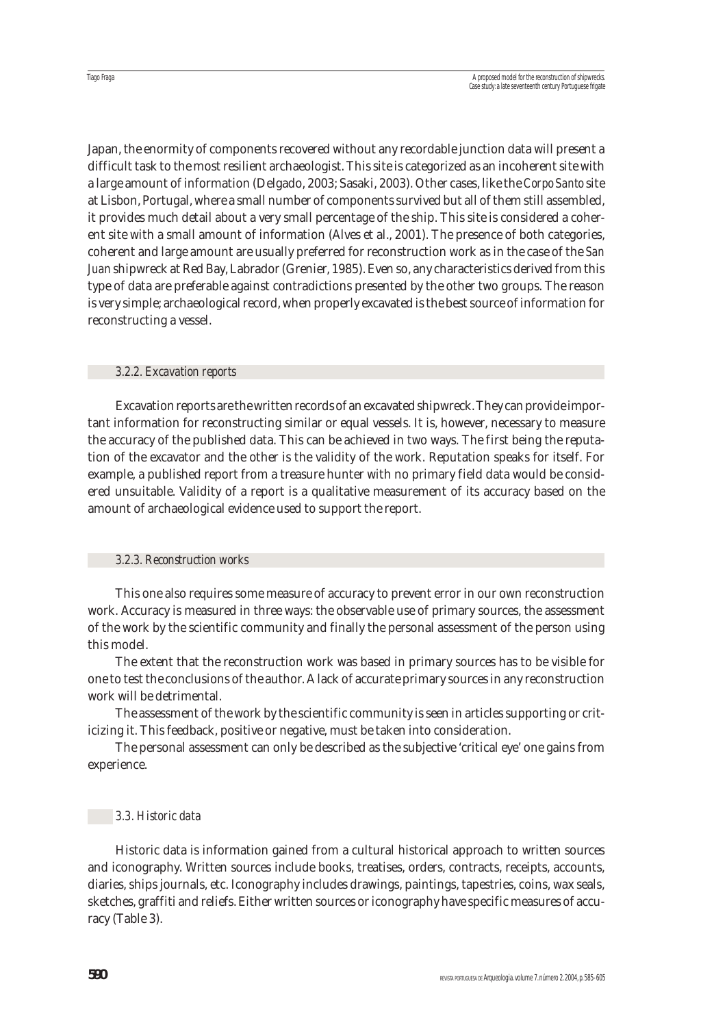Japan, the enormity of components recovered without any recordable junction data will present a difficult task to the most resilient archaeologist. This site is categorized as an incoherent site with a large amount of information (Delgado, 2003; Sasaki, 2003). Other cases, like the *Corpo Santo* site at Lisbon, Portugal, where a small number of components survived but all of them still assembled, it provides much detail about a very small percentage of the ship. This site is considered a coherent site with a small amount of information (Alves et al., 2001). The presence of both categories, coherent and large amount are usually preferred for reconstruction work as in the case of the *San Juan* shipwreck at Red Bay, Labrador (Grenier, 1985). Even so, any characteristics derived from this type of data are preferable against contradictions presented by the other two groups. The reason is very simple; archaeological record, when properly excavated is the best source of information for reconstructing a vessel.

#### *3.2.2. Excavation reports*

Excavation reports are the written records of an excavated shipwreck. They can provide important information for reconstructing similar or equal vessels. It is, however, necessary to measure the accuracy of the published data. This can be achieved in two ways. The first being the reputation of the excavator and the other is the validity of the work. Reputation speaks for itself. For example, a published report from a treasure hunter with no primary field data would be considered unsuitable. Validity of a report is a qualitative measurement of its accuracy based on the amount of archaeological evidence used to support the report.

#### *3.2.3. Reconstruction works*

This one also requires some measure of accuracy to prevent error in our own reconstruction work. Accuracy is measured in three ways: the observable use of primary sources, the assessment of the work by the scientific community and finally the personal assessment of the person using this model.

The extent that the reconstruction work was based in primary sources has to be visible for one to test the conclusions of the author. A lack of accurate primary sources in any reconstruction work will be detrimental.

The assessment of the work by the scientific community is seen in articles supporting or criticizing it. This feedback, positive or negative, must be taken into consideration.

The personal assessment can only be described as the subjective 'critical eye' one gains from experience.

### *3.3. Historic data*

Historic data is information gained from a cultural historical approach to written sources and iconography. Written sources include books, treatises, orders, contracts, receipts, accounts, diaries, ships journals, etc. Iconography includes drawings, paintings, tapestries, coins, wax seals, sketches, graffiti and reliefs. Either written sources or iconography have specific measures of accuracy (Table 3).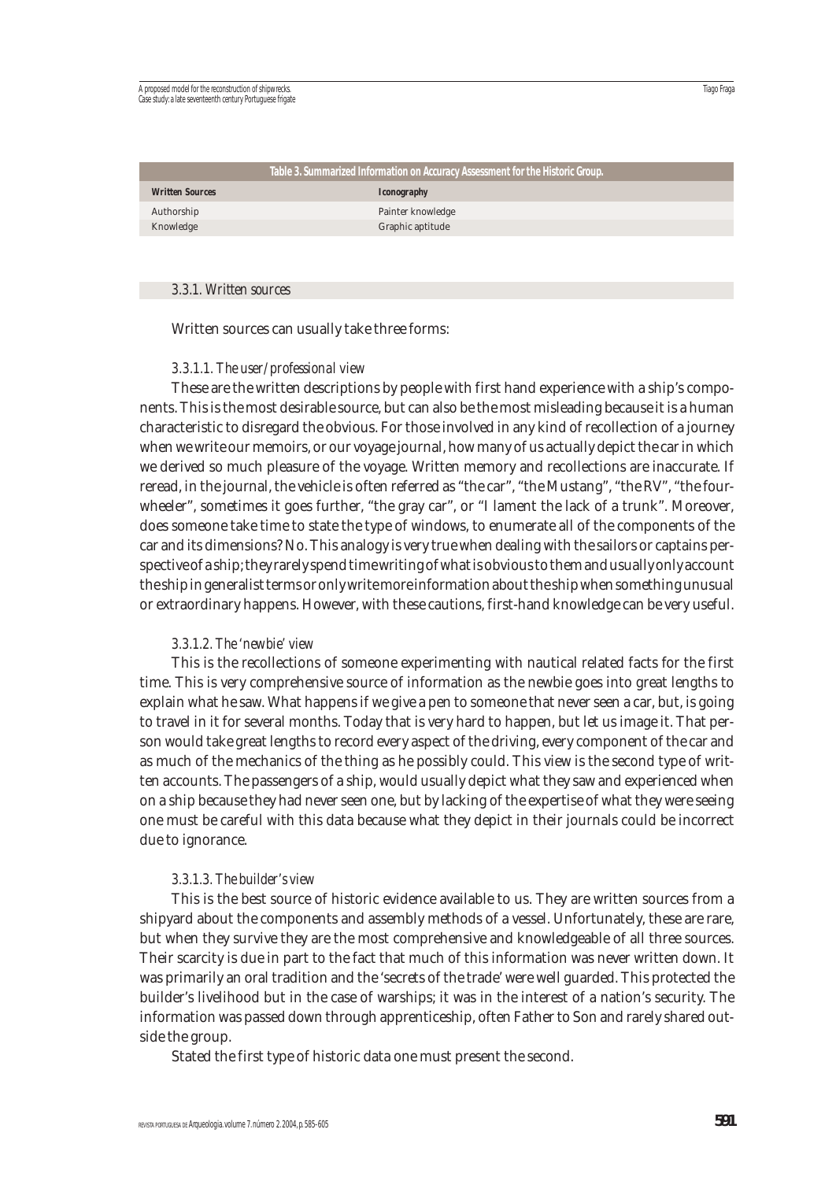Table 3. Summarized Information on Accuracy Assessment for the Historic Group.

| Written Sources | Iconography |
|---|---|
| Authorship | Painter knowledge |
| Knowledge | Graphic aptitude |

### 3.3.1. Written sources

Written sources can usually take three forms:

#### 3.3.1.1. *The user/professional view*

These are the written descriptions by people with first hand experience with a ship's components. This is the most desirable source, but can also be the most misleading because it is a human characteristic to disregard the obvious. For those involved in any kind of recollection of a journey when we write our memoirs, or our voyage journal, how many of us actually depict the car in which we derived so much pleasure of the voyage. Written memory and recollections are inaccurate. If reread, in the journal, the vehicle is often referred as "the car", "the Mustang", "the RV", "the four-wheeler", sometimes it goes further, "the gray car", or "I lament the lack of a trunk". Moreover, does someone take time to state the type of windows, to enumerate all of the components of the car and its dimensions? No. This analogy is very true when dealing with the sailors or captains perspective of a ship; they rarely spend time writing of what is obvious to them and usually only account the ship in generalist terms or only write more information about the ship when something unusual or extraordinary happens. However, with these cautions, first-hand knowledge can be very useful.

#### 3.3.1.2. *The 'newbie' view*

This is the recollections of someone experimenting with nautical related facts for the first time. This is very comprehensive source of information as the newbie goes into great lengths to explain what he saw. What happens if we give a pen to someone that never seen a car, but, is going to travel in it for several months. Today that is very hard to happen, but let us image it. That person would take great lengths to record every aspect of the driving, every component of the car and as much of the mechanics of the thing as he possibly could. This view is the second type of written accounts. The passengers of a ship, would usually depict what they saw and experienced when on a ship because they had never seen one, but by lacking of the expertise of what they were seeing one must be careful with this data because what they depict in their journals could be incorrect due to ignorance.

#### 3.3.1.3. *The builder's view*

This is the best source of historic evidence available to us. They are written sources from a shipyard about the components and assembly methods of a vessel. Unfortunately, these are rare, but when they survive they are the most comprehensive and knowledgeable of all three sources. Their scarcity is due in part to the fact that much of this information was never written down. It was primarily an oral tradition and the 'secrets of the trade' were well guarded. This protected the builder's livelihood but in the case of warships; it was in the interest of a nation's security. The information was passed down through apprenticeship, often Father to Son and rarely shared outside the group.

Stated the first type of historic data one must present the second.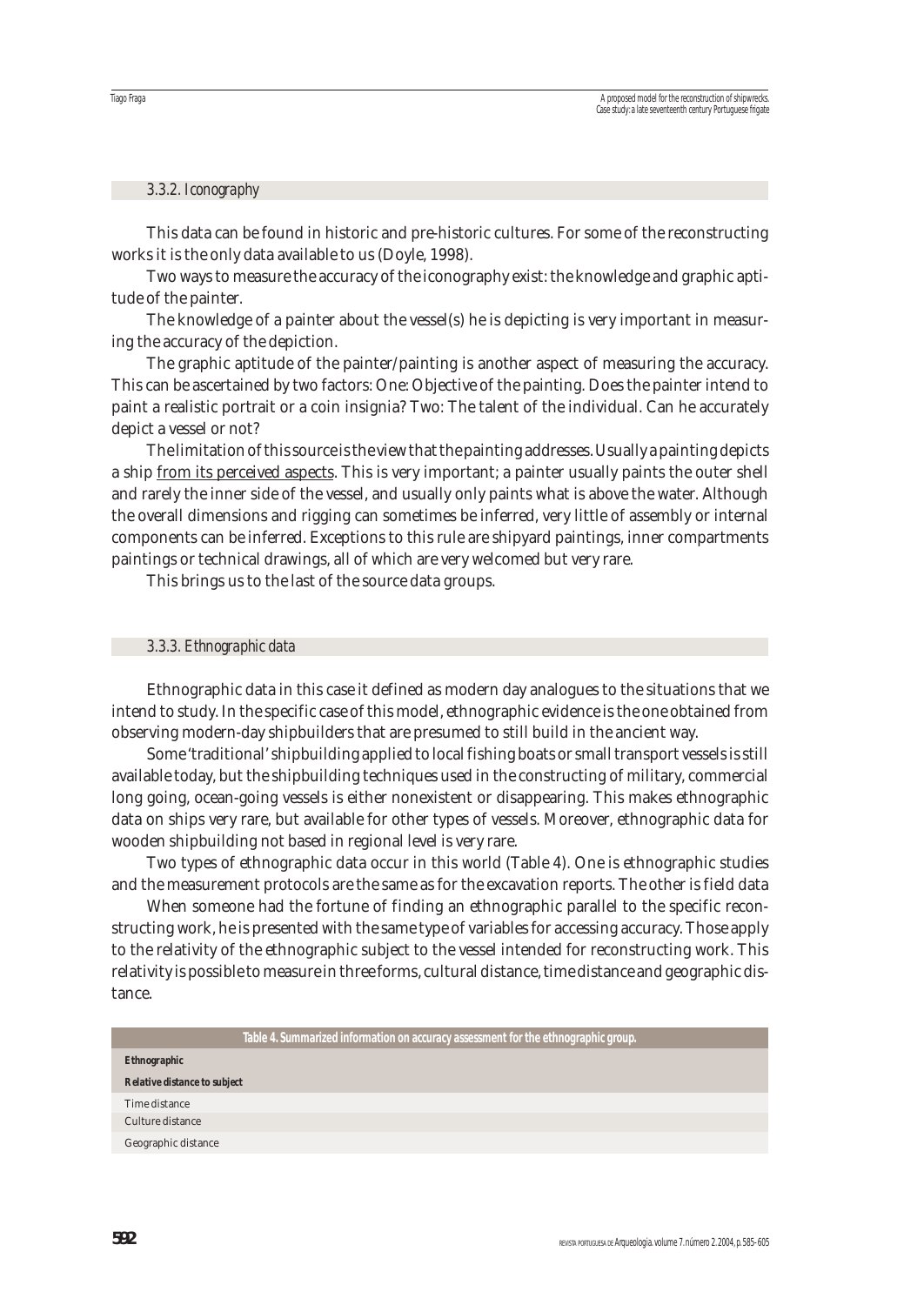### *3.3.2. Iconography*

This data can be found in historic and pre-historic cultures. For some of the reconstructing works it is the only data available to us (Doyle, 1998).

Two ways to measure the accuracy of the iconography exist: the knowledge and graphic aptitude of the painter.

The knowledge of a painter about the vessel(s) he is depicting is very important in measuring the accuracy of the depiction.

The graphic aptitude of the painter/painting is another aspect of measuring the accuracy. This can be ascertained by two factors: One: Objective of the painting. Does the painter intend to paint a realistic portrait or a coin insignia? Two: The talent of the individual. Can he accurately depict a vessel or not?

The limitation of this source is the view that the painting addresses. Usually a painting depicts a ship <u>from its perceived aspects</u>. This is very important; a painter usually paints the outer shell and rarely the inner side of the vessel, and usually only paints what is above the water. Although the overall dimensions and rigging can sometimes be inferred, very little of assembly or internal components can be inferred. Exceptions to this rule are shipyard paintings, inner compartments paintings or technical drawings, all of which are very welcomed but very rare.

This brings us to the last of the source data groups.

### *3.3.3. Ethnographic data*

Ethnographic data in this case it defined as modern day analogues to the situations that we intend to study. In the specific case of this model, ethnographic evidence is the one obtained from observing modern-day shipbuilders that are presumed to still build in the ancient way.

Some 'traditional' shipbuilding applied to local fishing boats or small transport vessels is still available today, but the shipbuilding techniques used in the constructing of military, commercial long going, ocean-going vessels is either nonexistent or disappearing. This makes ethnographic data on ships very rare, but available for other types of vessels. Moreover, ethnographic data for wooden shipbuilding not based in regional level is very rare.

Two types of ethnographic data occur in this world (Table 4). One is ethnographic studies and the measurement protocols are the same as for the excavation reports. The other is field data

When someone had the fortune of finding an ethnographic parallel to the specific reconstructing work, he is presented with the same type of variables for accessing accuracy. Those apply to the relativity of the ethnographic subject to the vessel intended for reconstructing work. This relativity is possible to measure in three forms, cultural distance, time distance and geographic distance.

**Table 4. Summarized information on accuracy assessment for the ethnographic group.**

| **Ethnographic** |
|---|
| **Relative distance to subject** |
| Time distance |
| Culture distance |
| Geographic distance |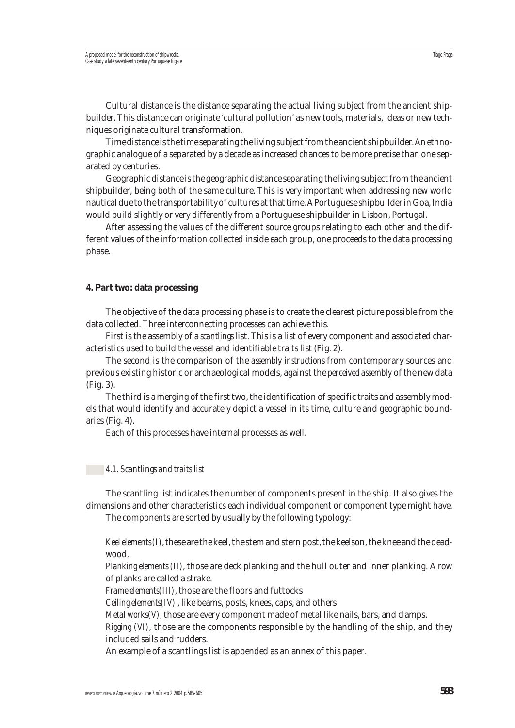Cultural distance is the distance separating the actual living subject from the ancient shipbuilder. This distance can originate 'cultural pollution' as new tools, materials, ideas or new techniques originate cultural transformation.

Time distance is the time separating the living subject from the ancient shipbuilder. An ethnographic analogue of a separated by a decade as increased chances to be more precise than one separated by centuries.

Geographic distance is the geographic distance separating the living subject from the ancient shipbuilder, being both of the same culture. This is very important when addressing new world nautical due to the transportability of cultures at that time. A Portuguese shipbuilder in Goa, India would build slightly or very differently from a Portuguese shipbuilder in Lisbon, Portugal.

After assessing the values of the different source groups relating to each other and the different values of the information collected inside each group, one proceeds to the data processing phase.

## 4. Part two: data processing

The objective of the data processing phase is to create the clearest picture possible from the data collected. Three interconnecting processes can achieve this.

First is the assembly of a *scantlings* list. This is a list of every component and associated characteristics used to build the vessel and identifiable traits list (Fig. 2).

The second is the comparison of the *assembly instructions* from contemporary sources and previous existing historic or archaeological models, against the *perceived assembly* of the new data (Fig. 3).

The third is a merging of the first two, the identification of specific traits and assembly models that would identify and accurately depict a vessel in its time, culture and geographic boundaries (Fig. 4).

Each of this processes have internal processes as well.

### *4.1. Scantlings and traits list*

The scantling list indicates the number of components present in the ship. It also gives the dimensions and other characteristics each individual component or component type might have.

The components are sorted by usually by the following typology:

*Keel elements (I)*, these are the keel, the stem and stern post, the keelson, the knee and the deadwood.

*Planking elements (II)*, those are deck planking and the hull outer and inner planking. A row of planks are called a strake.

*Frame elements*(III), those are the floors and futtocks

*Ceiling elements*(IV) , like beams, posts, knees, caps, and others

*Metal works*(V), those are every component made of metal like nails, bars, and clamps.

*Rigging (VI)*, those are the components responsible by the handling of the ship, and they included sails and rudders.

An example of a scantlings list is appended as an annex of this paper.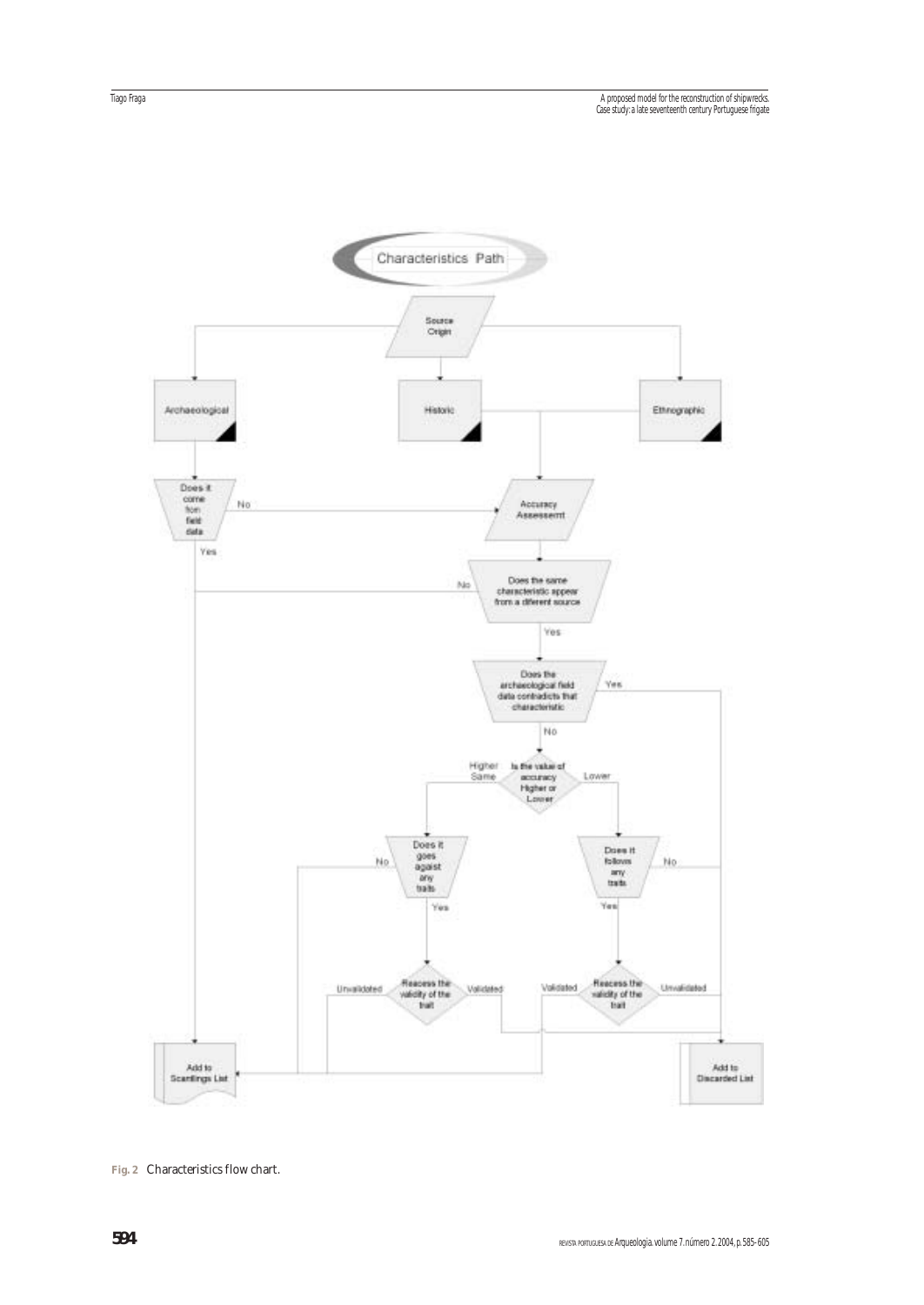Fig. 2 Characteristics flow chart.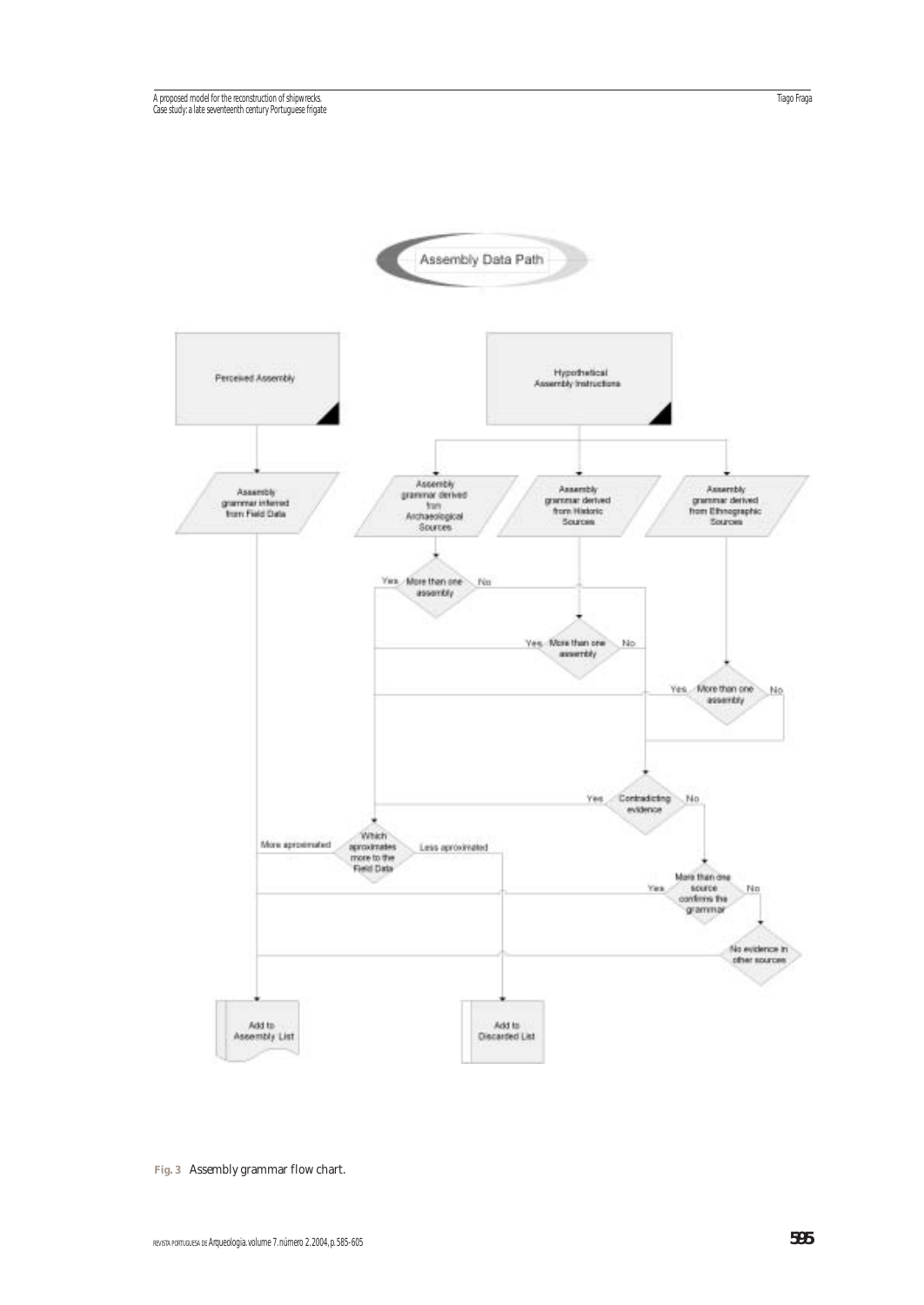Assembly Data Path

Perceived Assembly

Hypothetical Assembly Instructions

Assembly grammar inferred from Field Data

Assembly grammar derived from Archaeological Sources

Assembly grammar derived from Historic Sources

Assembly grammar derived from Ethnographic Sources

More than one assembly — Yes / No

More than one assembly — Yes / No

More than one assembly — Yes / No

Contradicting evidence — Yes / No

Which aproximates more to the Field Data — More aproximated / Less aproximated

More than one source confirms the grammar — Yes / No

No evidence in other sources

Add to Assembly List

Add to Discarded List

**Fig. 3** Assembly grammar flow chart.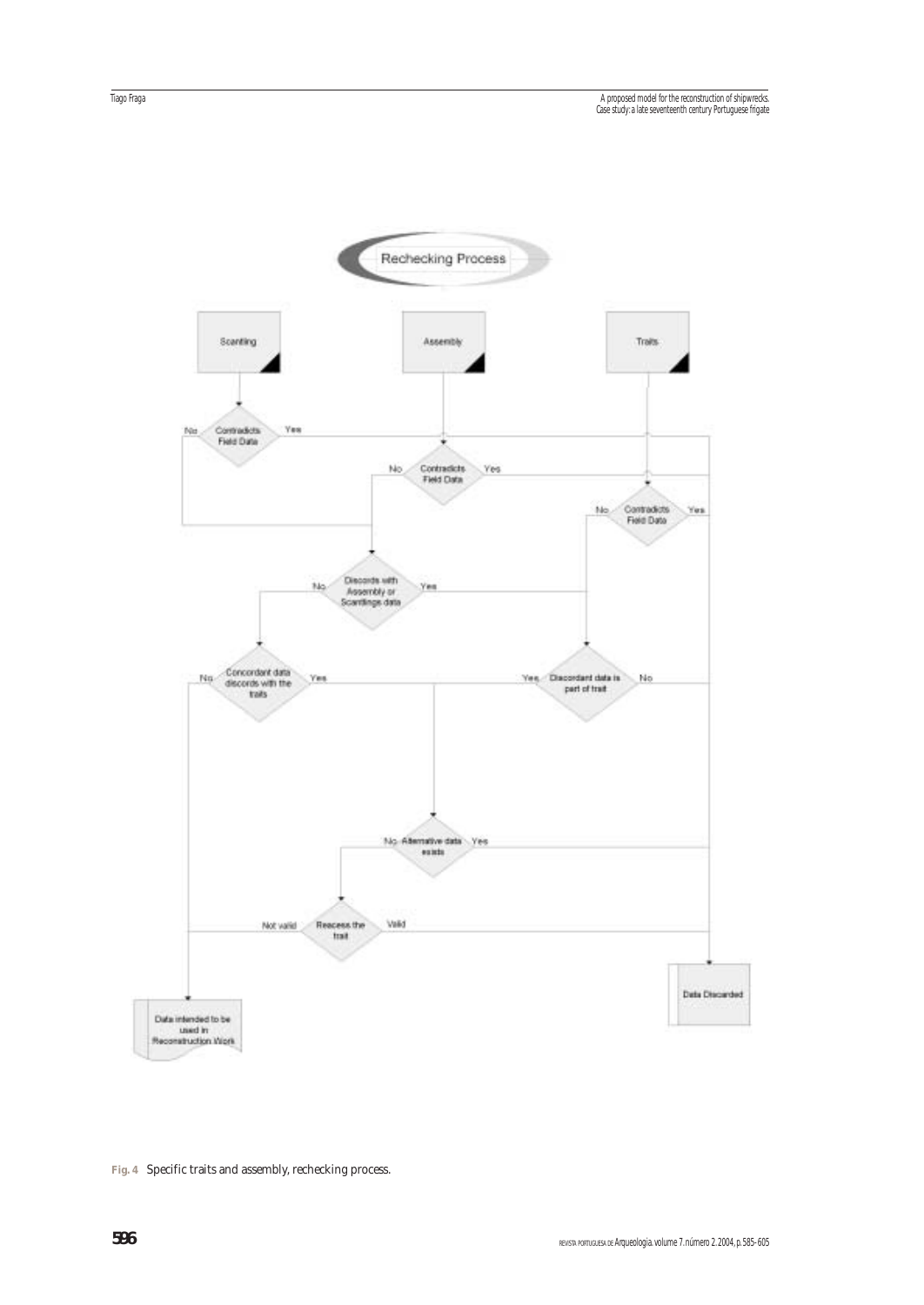Rechecking Process

Scantling

Assembly

Traits

Contradicts Field Data — No / Yes

Contradicts Field Data — No / Yes

Contradicts Field Data — No / Yes

Discords with Assembly or Scantlings data — No / Yes

Concordant data discords with the traits — No / Yes

Discordant data is part of trait — Yes / No

Alternative data exists — No / Yes

Reacess the trait — Not valid / Valid

Data intended to be used in Reconstruction Work

Data Discarded

**Fig. 4** Specific traits and assembly, rechecking process.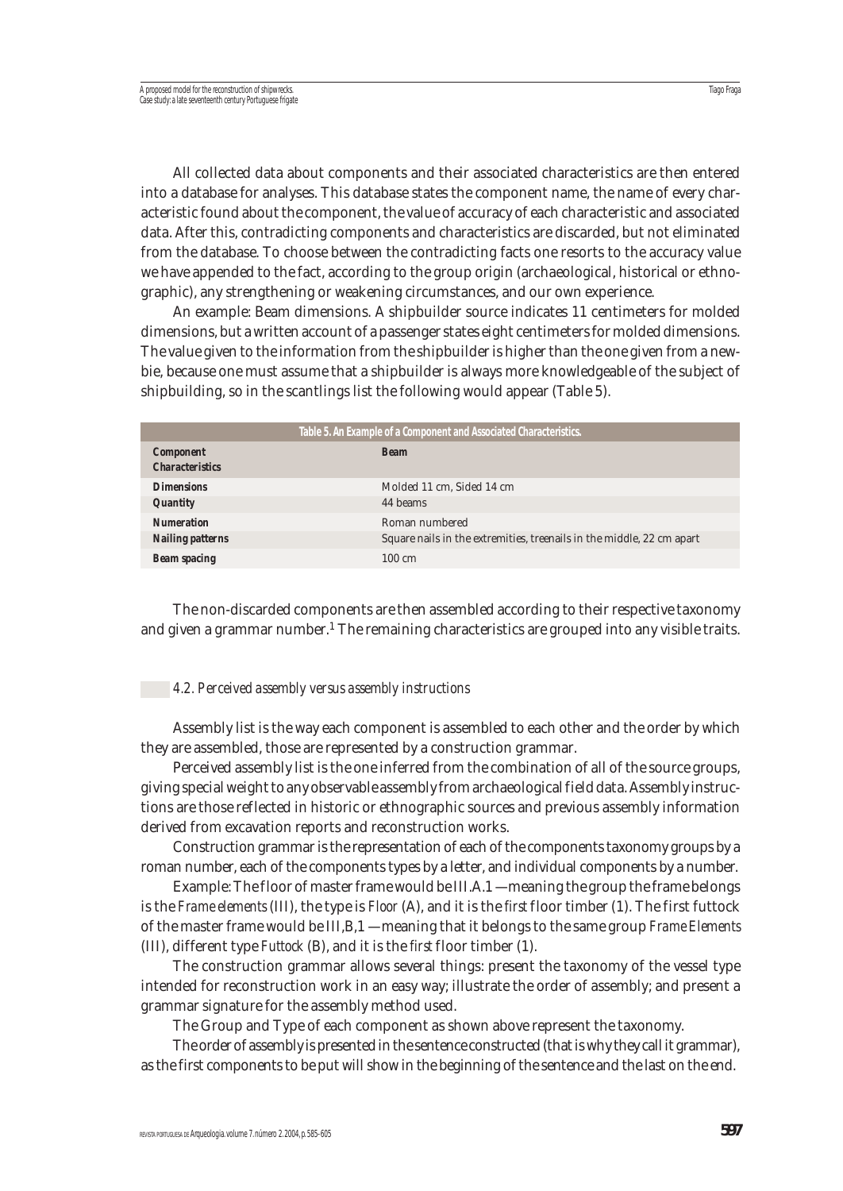All collected data about components and their associated characteristics are then entered into a database for analyses. This database states the component name, the name of every characteristic found about the component, the value of accuracy of each characteristic and associated data. After this, contradicting components and characteristics are discarded, but not eliminated from the database. To choose between the contradicting facts one resorts to the accuracy value we have appended to the fact, according to the group origin (archaeological, historical or ethnographic), any strengthening or weakening circumstances, and our own experience.

An example: Beam dimensions. A shipbuilder source indicates 11 centimeters for molded dimensions, but a written account of a passenger states eight centimeters for molded dimensions. The value given to the information from the shipbuilder is higher than the one given from a newbie, because one must assume that a shipbuilder is always more knowledgeable of the subject of shipbuilding, so in the scantlings list the following would appear (Table 5).

**Table 5. An Example of a Component and Associated Characteristics.**

| **Component Characteristics** | **Beam** |
|---|---|
| **Dimensions** | Molded 11 cm, Sided 14 cm |
| **Quantity** | 44 beams |
| **Numeration** | Roman numbered |
| **Nailing patterns** | Square nails in the extremities, treenails in the middle, 22 cm apart |
| **Beam spacing** | 100 cm |

The non-discarded components are then assembled according to their respective taxonomy and given a grammar number.[1] The remaining characteristics are grouped into any visible traits.

### *4.2. Perceived assembly versus assembly instructions*

Assembly list is the way each component is assembled to each other and the order by which they are assembled, those are represented by a construction grammar.

Perceived assembly list is the one inferred from the combination of all of the source groups, giving special weight to any observable assembly from archaeological field data. Assembly instructions are those reflected in historic or ethnographic sources and previous assembly information derived from excavation reports and reconstruction works.

Construction grammar is the representation of each of the components taxonomy groups by a roman number, each of the components types by a letter, and individual components by a number.

Example: The floor of master frame would be III.A.1 —meaning the group the frame belongs is the *Frame elements* (III), the type is *Floor* (A), and it is the *first* floor timber (1). The first futtock of the master frame would be III,B,1 —meaning that it belongs to the same group *Frame Elements* (III), different type *Futtock* (B), and it is the *first* floor timber (1).

The construction grammar allows several things: present the taxonomy of the vessel type intended for reconstruction work in an easy way; illustrate the order of assembly; and present a grammar signature for the assembly method used.

The Group and Type of each component as shown above represent the taxonomy.

The order of assembly is presented in the sentence constructed (that is why they call it grammar), as the first components to be put will show in the beginning of the sentence and the last on the end.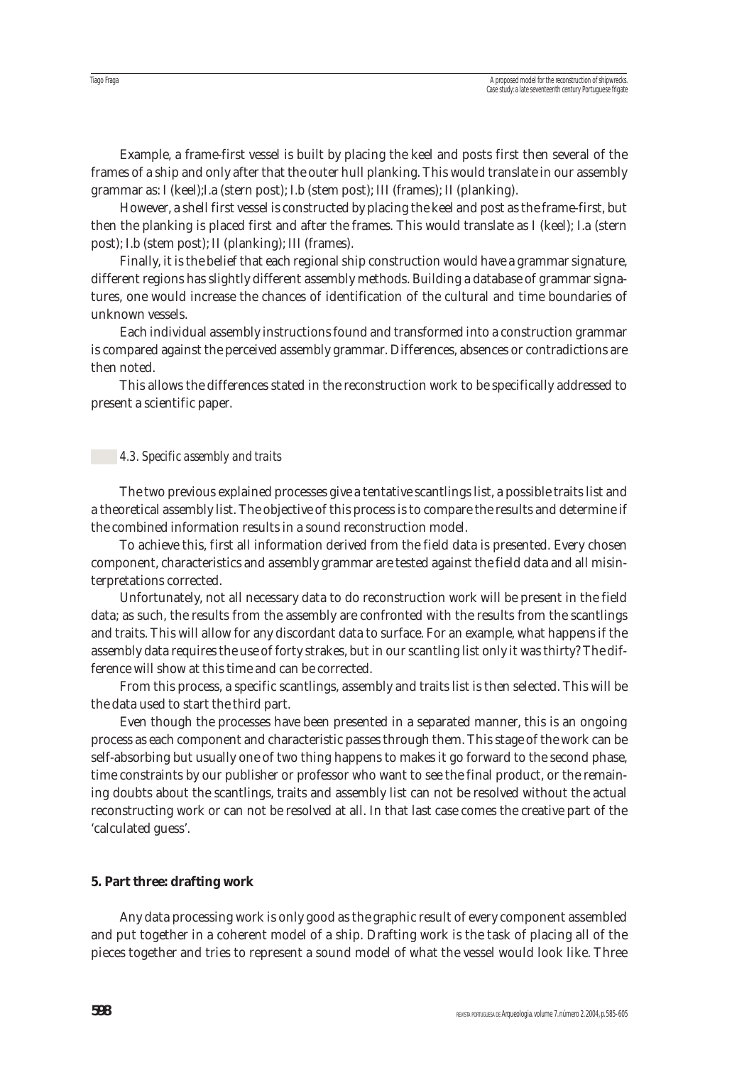Example, a frame-first vessel is built by placing the keel and posts first then several of the frames of a ship and only after that the outer hull planking. This would translate in our assembly grammar as: I (keel);I.a (stern post); I.b (stem post); III (frames); II (planking).

However, a shell first vessel is constructed by placing the keel and post as the frame-first, but then the planking is placed first and after the frames. This would translate as I (keel); I.a (stern post); I.b (stem post); II (planking); III (frames).

Finally, it is the belief that each regional ship construction would have a grammar signature, different regions has slightly different assembly methods. Building a database of grammar signatures, one would increase the chances of identification of the cultural and time boundaries of unknown vessels.

Each individual assembly instructions found and transformed into a construction grammar is compared against the perceived assembly grammar. Differences, absences or contradictions are then noted.

This allows the differences stated in the reconstruction work to be specifically addressed to present a scientific paper.

### *4.3. Specific assembly and traits*

The two previous explained processes give a tentative scantlings list, a possible traits list and a theoretical assembly list. The objective of this process is to compare the results and determine if the combined information results in a sound reconstruction model.

To achieve this, first all information derived from the field data is presented. Every chosen component, characteristics and assembly grammar are tested against the field data and all misinterpretations corrected.

Unfortunately, not all necessary data to do reconstruction work will be present in the field data; as such, the results from the assembly are confronted with the results from the scantlings and traits. This will allow for any discordant data to surface. For an example, what happens if the assembly data requires the use of forty strakes, but in our scantling list only it was thirty? The difference will show at this time and can be corrected.

From this process, a specific scantlings, assembly and traits list is then selected. This will be the data used to start the third part.

Even though the processes have been presented in a separated manner, this is an ongoing process as each component and characteristic passes through them. This stage of the work can be self-absorbing but usually one of two thing happens to makes it go forward to the second phase, time constraints by our publisher or professor who want to see the final product, or the remaining doubts about the scantlings, traits and assembly list can not be resolved without the actual reconstructing work or can not be resolved at all. In that last case comes the creative part of the 'calculated guess'.

## 5. Part three: drafting work

Any data processing work is only good as the graphic result of every component assembled and put together in a coherent model of a ship. Drafting work is the task of placing all of the pieces together and tries to represent a sound model of what the vessel would look like. Three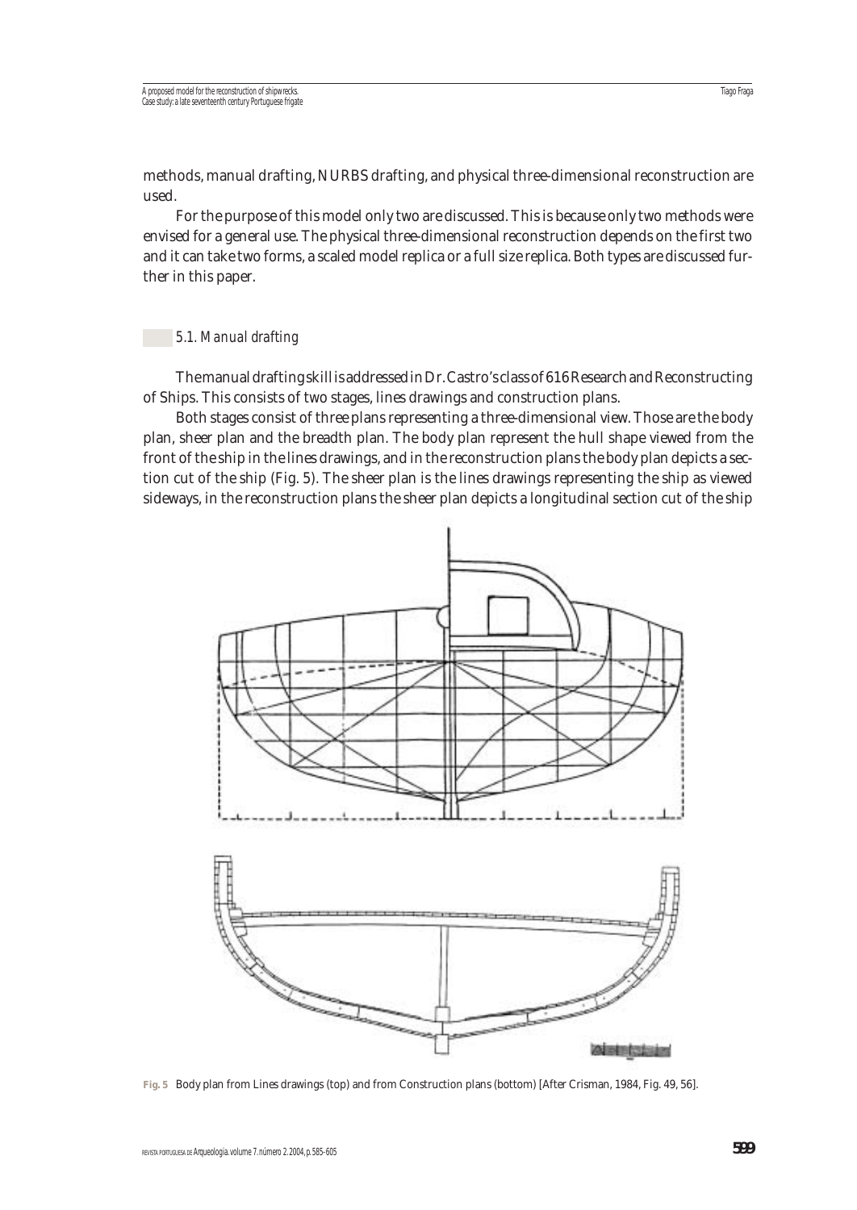methods, manual drafting, NURBS drafting, and physical three-dimensional reconstruction are used.

For the purpose of this model only two are discussed. This is because only two methods were envised for a general use. The physical three-dimensional reconstruction depends on the first two and it can take two forms, a scaled model replica or a full size replica. Both types are discussed further in this paper.

### 5.1. *Manual drafting*

The manual drafting skill is addressed in Dr. Castro's class of 616 Research and Reconstructing of Ships. This consists of two stages, lines drawings and construction plans.

Both stages consist of three plans representing a three-dimensional view. Those are the body plan, sheer plan and the breadth plan. The body plan represent the hull shape viewed from the front of the ship in the lines drawings, and in the reconstruction plans the body plan depicts a section cut of the ship (Fig. 5). The sheer plan is the lines drawings representing the ship as viewed sideways, in the reconstruction plans the sheer plan depicts a longitudinal section cut of the ship

**Fig. 5** Body plan from Lines drawings (top) and from Construction plans (bottom) [After Crisman, 1984, Fig. 49, 56].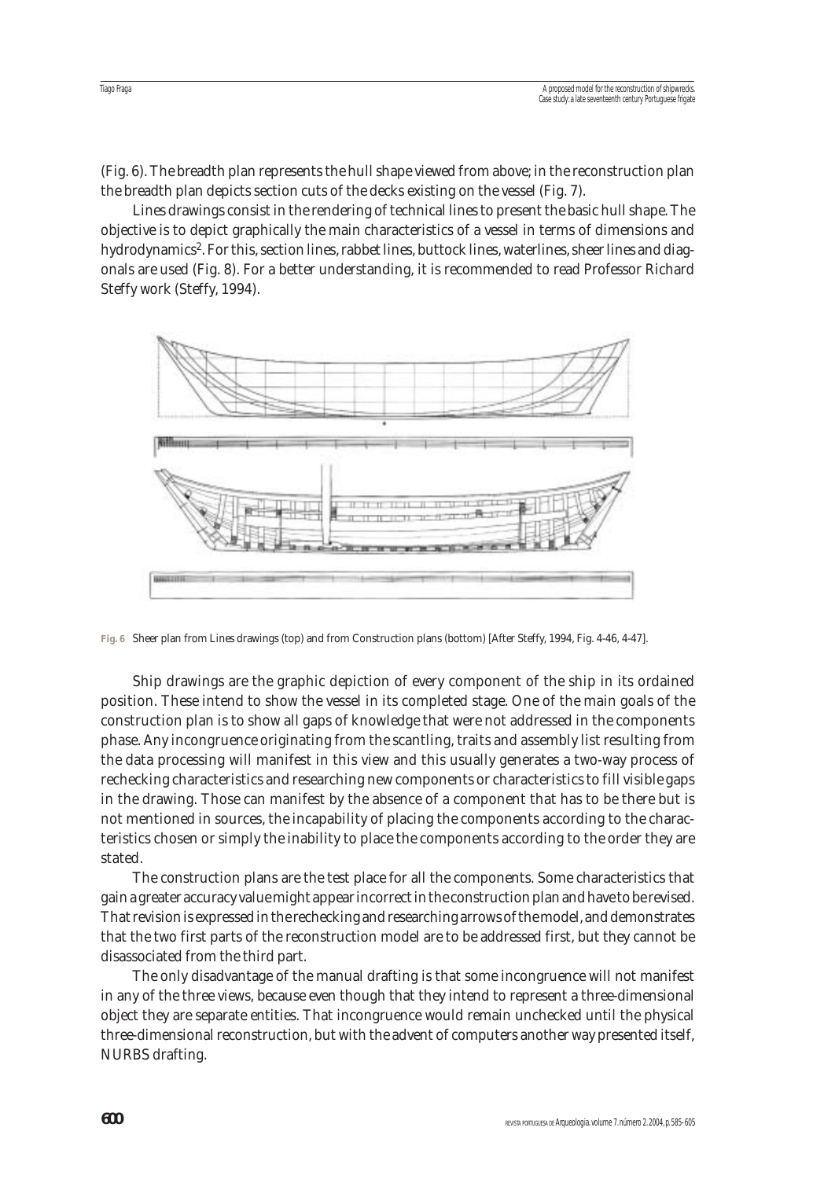(Fig. 6). The breadth plan represents the hull shape viewed from above; in the reconstruction plan the breadth plan depicts section cuts of the decks existing on the vessel (Fig. 7).

Lines drawings consist in the rendering of technical lines to present the basic hull shape. The objective is to depict graphically the main characteristics of a vessel in terms of dimensions and hydrodynamics[2]. For this, section lines, rabbet lines, buttock lines, waterlines, sheer lines and diagonals are used (Fig. 8). For a better understanding, it is recommended to read Professor Richard Steffy work (Steffy, 1994).

**Fig. 6** Sheer plan from Lines drawings (top) and from Construction plans (bottom) [After Steffy, 1994, Fig. 4-46, 4-47].

Ship drawings are the graphic depiction of every component of the ship in its ordained position. These intend to show the vessel in its completed stage. One of the main goals of the construction plan is to show all gaps of knowledge that were not addressed in the components phase. Any incongruence originating from the scantling, traits and assembly list resulting from the data processing will manifest in this view and this usually generates a two-way process of rechecking characteristics and researching new components or characteristics to fill visible gaps in the drawing. Those can manifest by the absence of a component that has to be there but is not mentioned in sources, the incapability of placing the components according to the characteristics chosen or simply the inability to place the components according to the order they are stated.

The construction plans are the test place for all the components. Some characteristics that gain a greater accuracy value might appear incorrect in the construction plan and have to be revised. That revision is expressed in the rechecking and researching arrows of the model, and demonstrates that the two first parts of the reconstruction model are to be addressed first, but they cannot be disassociated from the third part.

The only disadvantage of the manual drafting is that some incongruence will not manifest in any of the three views, because even though that they intend to represent a three-dimensional object they are separate entities. That incongruence would remain unchecked until the physical three-dimensional reconstruction, but with the advent of computers another way presented itself, NURBS drafting.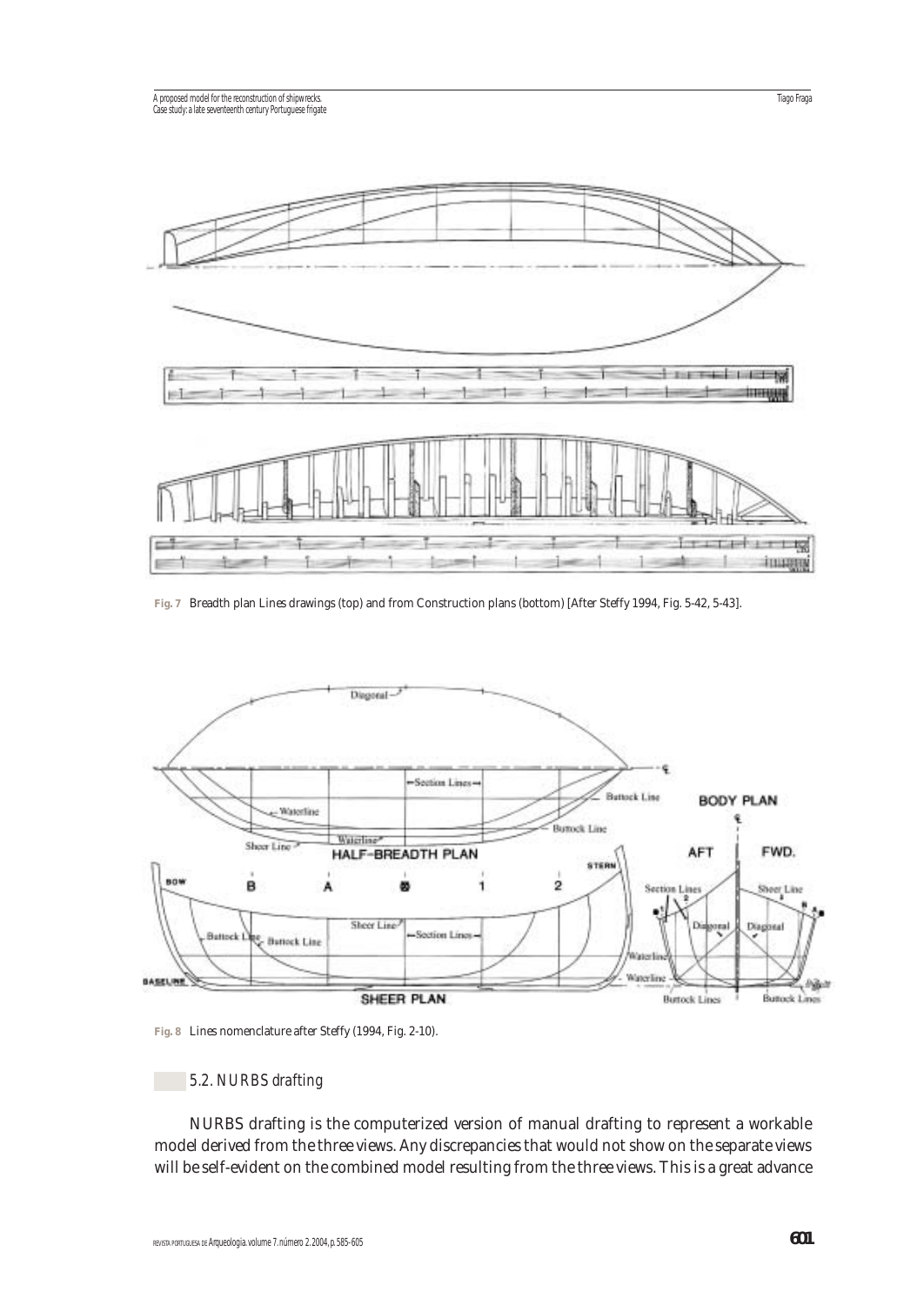**Fig. 7** Breadth plan Lines drawings (top) and from Construction plans (bottom) [After Steffy 1994, Fig. 5-42, 5-43].

**Fig. 8** Lines nomenclature after Steffy (1994, Fig. 2-10).

### 5.2. NURBS drafting

NURBS drafting is the computerized version of manual drafting to represent a workable model derived from the three views. Any discrepancies that would not show on the separate views will be self-evident on the combined model resulting from the three views. This is a great advance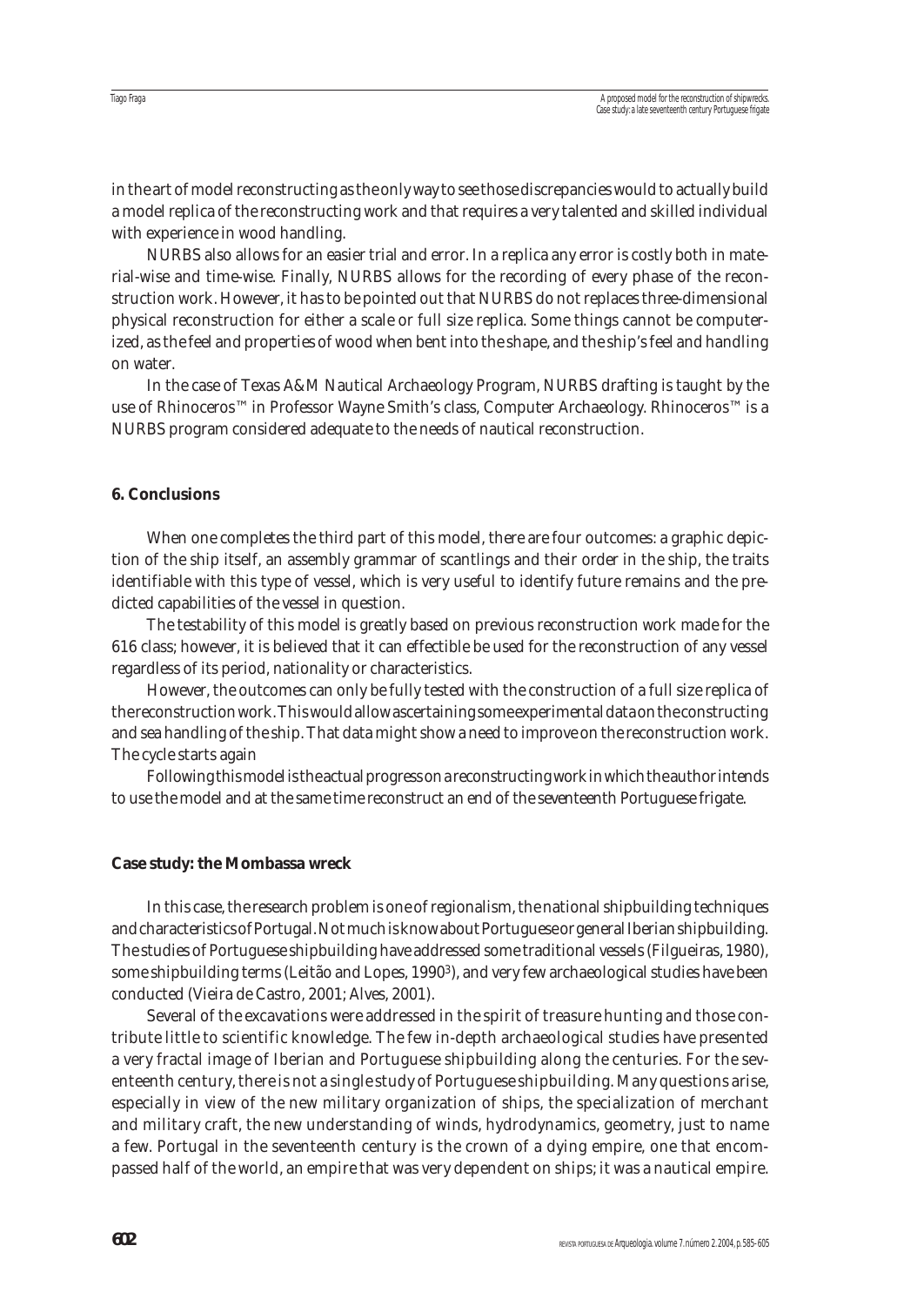in the art of model reconstructing as the only way to see those discrepancies would to actually build a model replica of the reconstructing work and that requires a very talented and skilled individual with experience in wood handling.

NURBS also allows for an easier trial and error. In a replica any error is costly both in material-wise and time-wise. Finally, NURBS allows for the recording of every phase of the reconstruction work. However, it has to be pointed out that NURBS do not replaces three-dimensional physical reconstruction for either a scale or full size replica. Some things cannot be computerized, as the feel and properties of wood when bent into the shape, and the ship's feel and handling on water.

In the case of Texas A&M Nautical Archaeology Program, NURBS drafting is taught by the use of Rhinoceros™ in Professor Wayne Smith's class, Computer Archaeology. Rhinoceros™ is a NURBS program considered adequate to the needs of nautical reconstruction.

## 6. Conclusions

When one completes the third part of this model, there are four outcomes: a graphic depiction of the ship itself, an assembly grammar of scantlings and their order in the ship, the traits identifiable with this type of vessel, which is very useful to identify future remains and the predicted capabilities of the vessel in question.

The testability of this model is greatly based on previous reconstruction work made for the 616 class; however, it is believed that it can effectible be used for the reconstruction of any vessel regardless of its period, nationality or characteristics.

However, the outcomes can only be fully tested with the construction of a full size replica of the reconstruction work. This would allow ascertaining some experimental data on the constructing and sea handling of the ship. That data might show a need to improve on the reconstruction work. The cycle starts again

Following this model is the actual progress on a reconstructing work in which the author intends to use the model and at the same time reconstruct an end of the seventeenth Portuguese frigate.

## Case study: the Mombassa wreck

In this case, the research problem is one of regionalism, the national shipbuilding techniques and characteristics of Portugal. Not much is know about Portuguese or general Iberian shipbuilding. The studies of Portuguese shipbuilding have addressed some traditional vessels (Filgueiras, 1980), some shipbuilding terms (Leitão and Lopes, 1990[3]), and very few archaeological studies have been conducted (Vieira de Castro, 2001; Alves, 2001).

Several of the excavations were addressed in the spirit of treasure hunting and those contribute little to scientific knowledge. The few in-depth archaeological studies have presented a very fractal image of Iberian and Portuguese shipbuilding along the centuries. For the seventeenth century, there is not a single study of Portuguese shipbuilding. Many questions arise, especially in view of the new military organization of ships, the specialization of merchant and military craft, the new understanding of winds, hydrodynamics, geometry, just to name a few. Portugal in the seventeenth century is the crown of a dying empire, one that encompassed half of the world, an empire that was very dependent on ships; it was a nautical empire.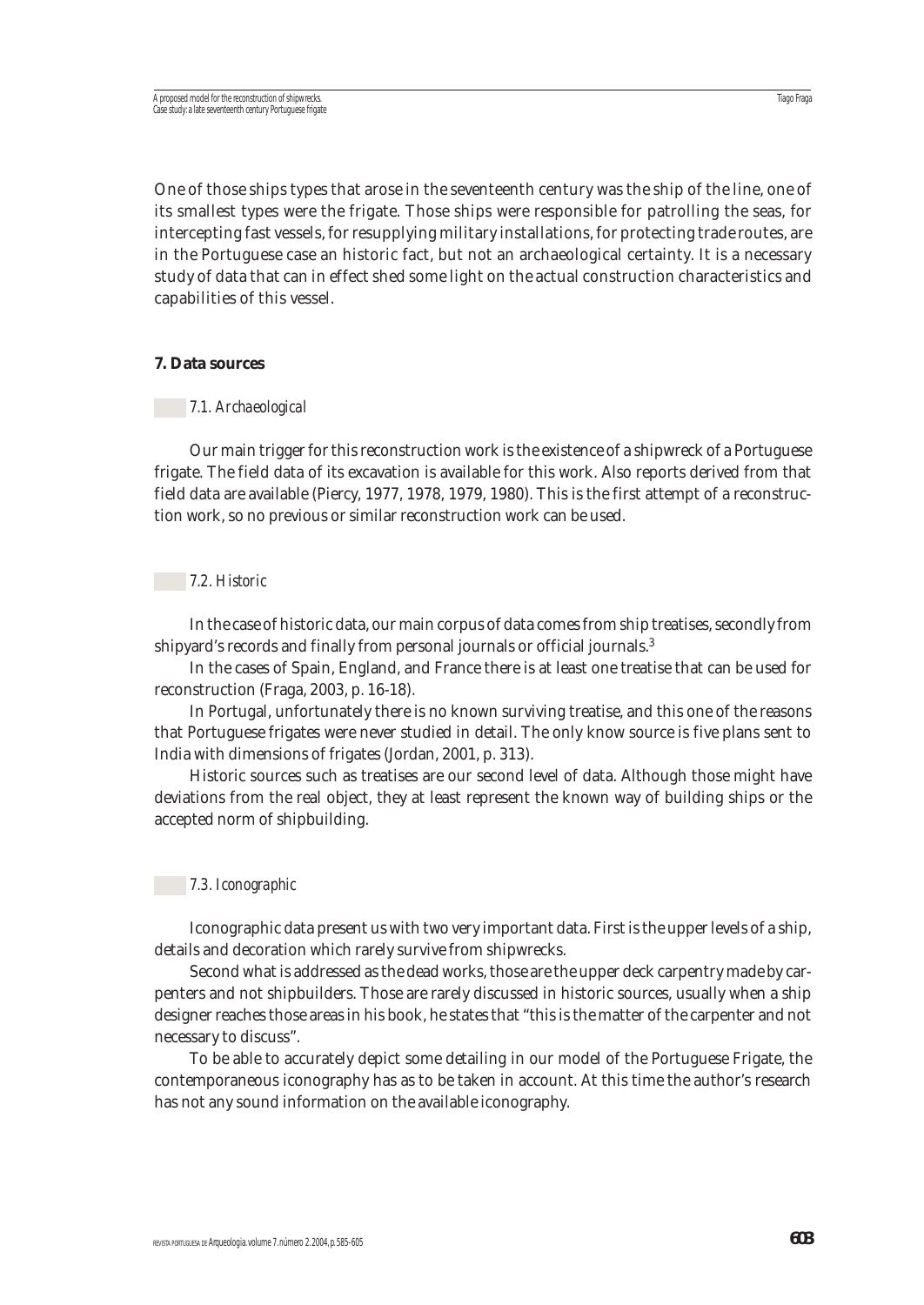One of those ships types that arose in the seventeenth century was the ship of the line, one of its smallest types were the frigate. Those ships were responsible for patrolling the seas, for intercepting fast vessels, for resupplying military installations, for protecting trade routes, are in the Portuguese case an historic fact, but not an archaeological certainty. It is a necessary study of data that can in effect shed some light on the actual construction characteristics and capabilities of this vessel.

## 7. Data sources

### *7.1. Archaeological*

Our main trigger for this reconstruction work is the existence of a shipwreck of a Portuguese frigate. The field data of its excavation is available for this work. Also reports derived from that field data are available (Piercy, 1977, 1978, 1979, 1980). This is the first attempt of a reconstruction work, so no previous or similar reconstruction work can be used.

### *7.2. Historic*

In the case of historic data, our main corpus of data comes from ship treatises, secondly from shipyard's records and finally from personal journals or official journals.[3]

In the cases of Spain, England, and France there is at least one treatise that can be used for reconstruction (Fraga, 2003, p. 16-18).

In Portugal, unfortunately there is no known surviving treatise, and this one of the reasons that Portuguese frigates were never studied in detail. The only know source is five plans sent to India with dimensions of frigates (Jordan, 2001, p. 313).

Historic sources such as treatises are our second level of data. Although those might have deviations from the real object, they at least represent the known way of building ships or the accepted norm of shipbuilding.

### *7.3. Iconographic*

Iconographic data present us with two very important data. First is the upper levels of a ship, details and decoration which rarely survive from shipwrecks.

Second what is addressed as the dead works, those are the upper deck carpentry made by carpenters and not shipbuilders. Those are rarely discussed in historic sources, usually when a ship designer reaches those areas in his book, he states that "this is the matter of the carpenter and not necessary to discuss".

To be able to accurately depict some detailing in our model of the Portuguese Frigate, the contemporaneous iconography has as to be taken in account. At this time the author's research has not any sound information on the available iconography.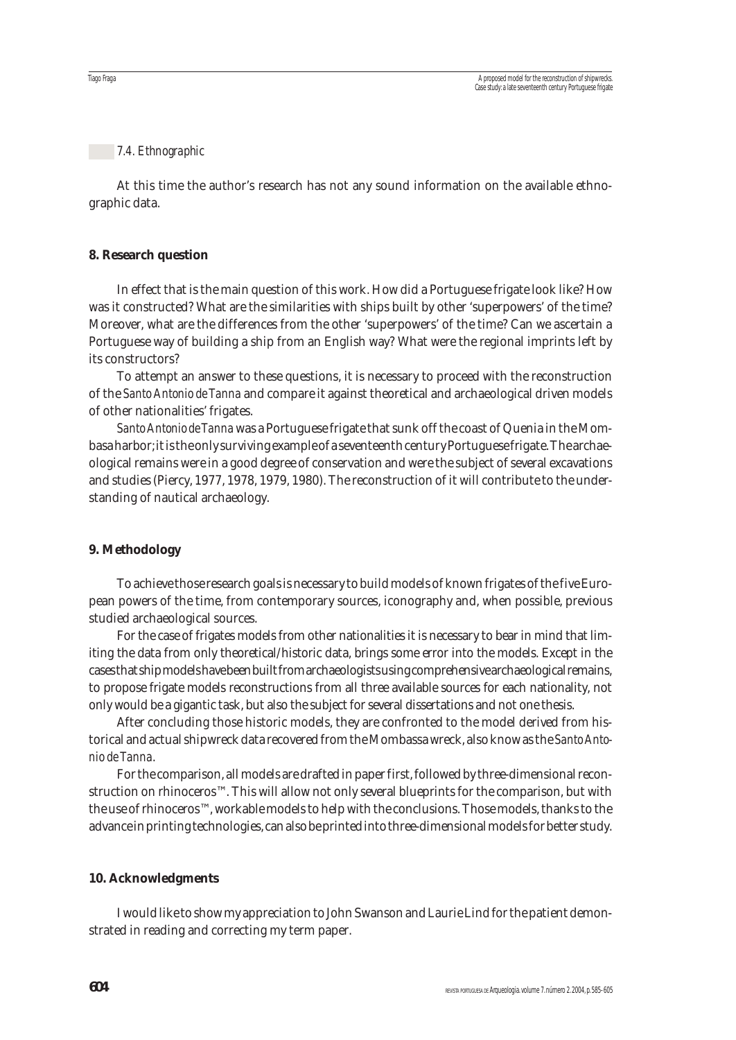### 7.4. Ethnographic

At this time the author's research has not any sound information on the available ethnographic data.

## 8. Research question

In effect that is the main question of this work. How did a Portuguese frigate look like? How was it constructed? What are the similarities with ships built by other 'superpowers' of the time? Moreover, what are the differences from the other 'superpowers' of the time? Can we ascertain a Portuguese way of building a ship from an English way? What were the regional imprints left by its constructors?

To attempt an answer to these questions, it is necessary to proceed with the reconstruction of the *Santo Antonio de Tanna* and compare it against theoretical and archaeological driven models of other nationalities' frigates.

*Santo Antonio de Tanna* was a Portuguese frigate that sunk off the coast of Quenia in the Mombasa harbor; it is the only surviving example of a seventeenth century Portuguese frigate. The archaeological remains were in a good degree of conservation and were the subject of several excavations and studies (Piercy, 1977, 1978, 1979, 1980). The reconstruction of it will contribute to the understanding of nautical archaeology.

## 9. Methodology

To achieve those research goals is necessary to build models of known frigates of the five European powers of the time, from contemporary sources, iconography and, when possible, previous studied archaeological sources.

For the case of frigates models from other nationalities it is necessary to bear in mind that limiting the data from only theoretical/historic data, brings some error into the models. Except in the cases that ship models have been built from archaeologists using comprehensive archaeological remains, to propose frigate models reconstructions from all three available sources for each nationality, not only would be a gigantic task, but also the subject for several dissertations and not one thesis.

After concluding those historic models, they are confronted to the model derived from historical and actual shipwreck data recovered from the Mombassa wreck, also know as the *Santo Antonio de Tanna*.

For the comparison, all models are drafted in paper first, followed by three-dimensional reconstruction on rhinoceros™. This will allow not only several blueprints for the comparison, but with the use of rhinoceros™, workable models to help with the conclusions. Those models, thanks to the advance in printing technologies, can also be printed into three-dimensional models for better study.

## 10. Acknowledgments

I would like to show my appreciation to John Swanson and Laurie Lind for the patient demonstrated in reading and correcting my term paper.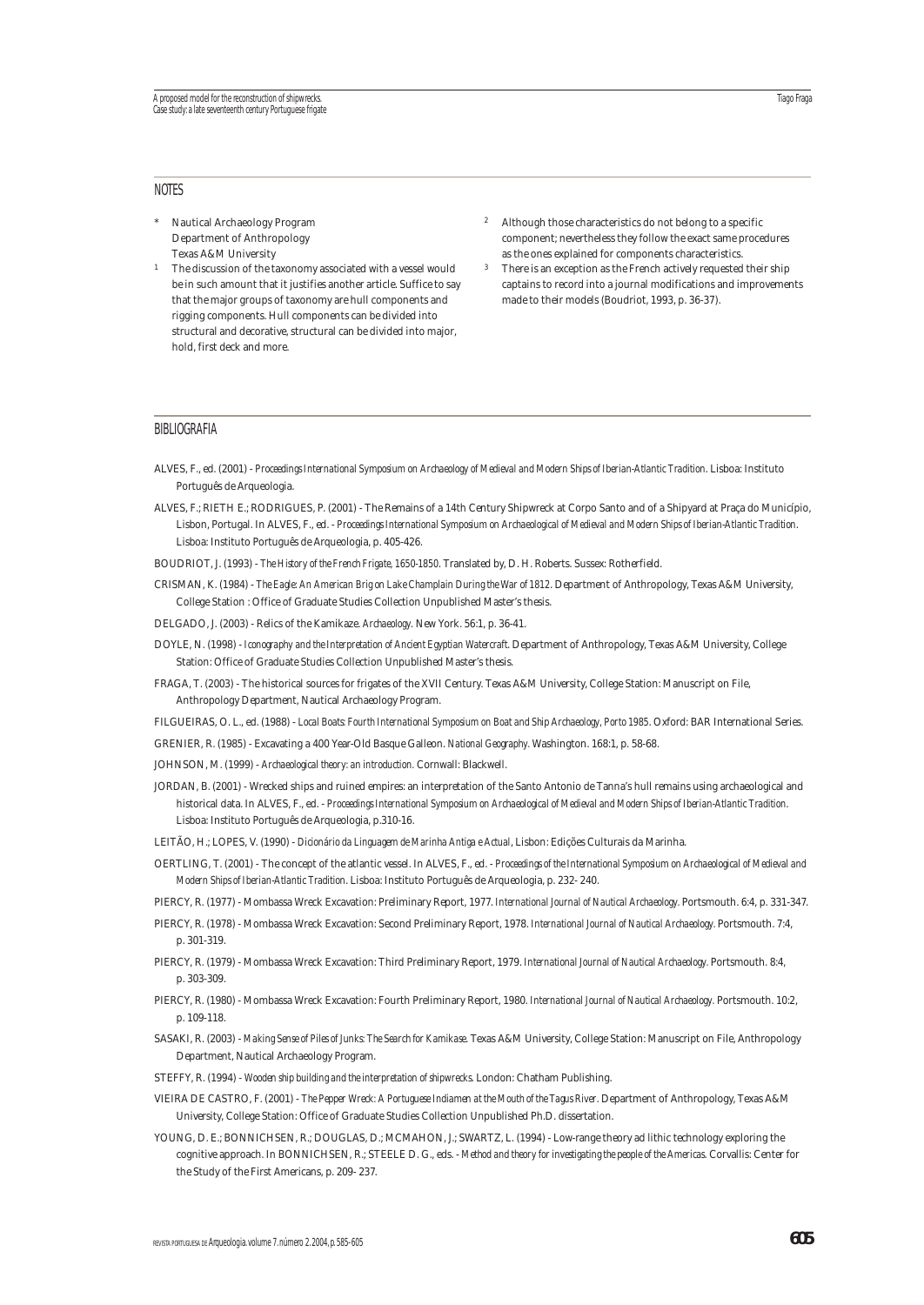## NOTES

\* Nautical Archaeology Program
Department of Anthropology
Texas A&M University

[1] The discussion of the taxonomy associated with a vessel would be in such amount that it justifies another article. Suffice to say that the major groups of taxonomy are hull components and rigging components. Hull components can be divided into structural and decorative, structural can be divided into major, hold, first deck and more.

[2] Although those characteristics do not belong to a specific component; nevertheless they follow the exact same procedures as the ones explained for components characteristics.

[3] There is an exception as the French actively requested their ship captains to record into a journal modifications and improvements made to their models (Boudriot, 1993, p. 36-37).

## BIBLIOGRAFIA

ALVES, F., ed. (2001) - *Proceedings International Symposium on Archaeology of Medieval and Modern Ships of Iberian-Atlantic Tradition*. Lisboa: Instituto Português de Arqueologia.

ALVES, F.; RIETH E.; RODRIGUES, P. (2001) - The Remains of a 14th Century Shipwreck at Corpo Santo and of a Shipyard at Praça do Município, Lisbon, Portugal. In ALVES, F., ed. - *Proceedings International Symposium on Archaeological of Medieval and Modern Ships of Iberian-Atlantic Tradition*. Lisboa: Instituto Português de Arqueologia, p. 405-426.

BOUDRIOT, J. (1993) - *The History of the French Frigate, 1650-1850*. Translated by, D. H. Roberts. Sussex: Rotherfield.

CRISMAN, K. (1984) - *The Eagle: An American Brig on Lake Champlain During the War of 1812*. Department of Anthropology, Texas A&M University, College Station : Office of Graduate Studies Collection Unpublished Master's thesis.

DELGADO, J. (2003) - Relics of the Kamikaze. *Archaeology*. New York. 56:1, p. 36-41.

DOYLE, N. (1998) - *Iconography and the Interpretation of Ancient Egyptian Watercraft*. Department of Anthropology, Texas A&M University, College Station: Office of Graduate Studies Collection Unpublished Master's thesis.

FRAGA, T. (2003) - The historical sources for frigates of the XVII Century. Texas A&M University, College Station: Manuscript on File, Anthropology Department, Nautical Archaeology Program.

FILGUEIRAS, O. L., ed. (1988) - *Local Boats: Fourth International Symposium on Boat and Ship Archaeology, Porto 1985*. Oxford: BAR International Series.

GRENIER, R. (1985) - Excavating a 400 Year-Old Basque Galleon. *National Geography*. Washington. 168:1, p. 58-68.

JOHNSON, M. (1999) - *Archaeological theory: an introduction*. Cornwall: Blackwell.

JORDAN, B. (2001) - Wrecked ships and ruined empires: an interpretation of the Santo Antonio de Tanna's hull remains using archaeological and historical data. In ALVES, F., ed. - *Proceedings International Symposium on Archaeological of Medieval and Modern Ships of Iberian-Atlantic Tradition*. Lisboa: Instituto Português de Arqueologia, p.310-16.

LEITÃO, H.; LOPES, V. (1990) - *Dicionário da Linguagem de Marinha Antiga e Actual*, Lisbon: Edições Culturais da Marinha.

OERTLING, T. (2001) - The concept of the atlantic vessel. In ALVES, F., ed. - *Proceedings of the International Symposium on Archaeological of Medieval and Modern Ships of Iberian-Atlantic Tradition*. Lisboa: Instituto Português de Arqueologia, p. 232- 240.

PIERCY, R. (1977) - Mombassa Wreck Excavation: Preliminary Report, 1977. *International Journal of Nautical Archaeology*. Portsmouth. 6:4, p. 331-347.

PIERCY, R. (1978) - Mombassa Wreck Excavation: Second Preliminary Report, 1978. *International Journal of Nautical Archaeology*. Portsmouth. 7:4, p. 301-319.

PIERCY, R. (1979) - Mombassa Wreck Excavation: Third Preliminary Report, 1979. *International Journal of Nautical Archaeology*. Portsmouth. 8:4, p. 303-309.

PIERCY, R. (1980) - Mombassa Wreck Excavation: Fourth Preliminary Report, 1980. *International Journal of Nautical Archaeology*. Portsmouth. 10:2, p. 109-118.

SASAKI, R. (2003) - *Making Sense of Piles of Junks: The Search for Kamikase*. Texas A&M University, College Station: Manuscript on File, Anthropology Department, Nautical Archaeology Program.

STEFFY, R. (1994) - *Wooden ship building and the interpretation of shipwrecks*. London: Chatham Publishing.

VIEIRA DE CASTRO, F. (2001) - *The Pepper Wreck: A Portuguese Indiamen at the Mouth of the Tagus River*. Department of Anthropology, Texas A&M University, College Station: Office of Graduate Studies Collection Unpublished Ph.D. dissertation.

YOUNG, D. E.; BONNICHSEN, R.; DOUGLAS, D.; MCMAHON, J.; SWARTZ, L. (1994) - Low-range theory ad lithic technology exploring the cognitive approach. In BONNICHSEN, R.; STEELE D. G., eds. - *Method and theory for investigating the people of the Americas*. Corvallis: Center for the Study of the First Americans, p. 209- 237.